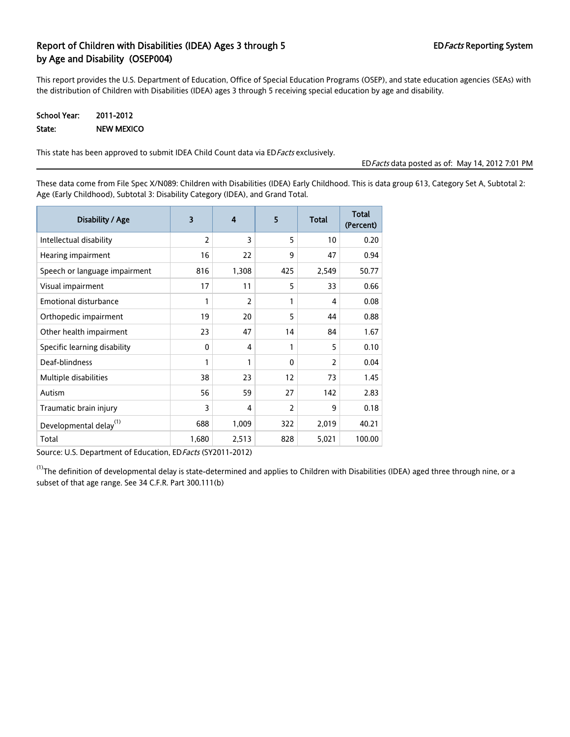# Report of Children with Disabilities (IDEA) Ages 3 through 5 by Age and Disability (OSEP004)

EDFacts Reporting System

This report provides the U.S. Department of Education, Office of Special Education Programs (OSEP), and state education agencies (SEAs) with the distribution of Children with Disabilities (IDEA) ages 3 through 5 receiving special education by age and disability.

**School Year:** 2011-2012

**State:** NEW MEXICO

This state has been approved to submit IDEA Child Count data via ED*Facts* exclusively.

ED*Facts* data posted as of: May 14, 2012 7:01 PM

These data come from File Spec X/N089: Children with Disabilities (IDEA) Early Childhood. This is data group 613, Category Set A, Subtotal 2: Age (Early Childhood), Subtotal 3: Disability Category (IDEA), and Grand Total.

| Disability / Age | 3 | 4 | 5 | Total | Total (Percent) |
|---|---|---|---|---|---|
| Intellectual disability | 2 | 3 | 5 | 10 | 0.20 |
| Hearing impairment | 16 | 22 | 9 | 47 | 0.94 |
| Speech or language impairment | 816 | 1,308 | 425 | 2,549 | 50.77 |
| Visual impairment | 17 | 11 | 5 | 33 | 0.66 |
| Emotional disturbance | 1 | 2 | 1 | 4 | 0.08 |
| Orthopedic impairment | 19 | 20 | 5 | 44 | 0.88 |
| Other health impairment | 23 | 47 | 14 | 84 | 1.67 |
| Specific learning disability | 0 | 4 | 1 | 5 | 0.10 |
| Deaf-blindness | 1 | 1 | 0 | 2 | 0.04 |
| Multiple disabilities | 38 | 23 | 12 | 73 | 1.45 |
| Autism | 56 | 59 | 27 | 142 | 2.83 |
| Traumatic brain injury | 3 | 4 | 2 | 9 | 0.18 |
| Developmental delay[1] | 688 | 1,009 | 322 | 2,019 | 40.21 |
| Total | 1,680 | 2,513 | 828 | 5,021 | 100.00 |

Source: U.S. Department of Education, ED*Facts* (SY2011-2012)

[1] The definition of developmental delay is state-determined and applies to Children with Disabilities (IDEA) aged three through nine, or a subset of that age range. See 34 C.F.R. Part 300.111(b)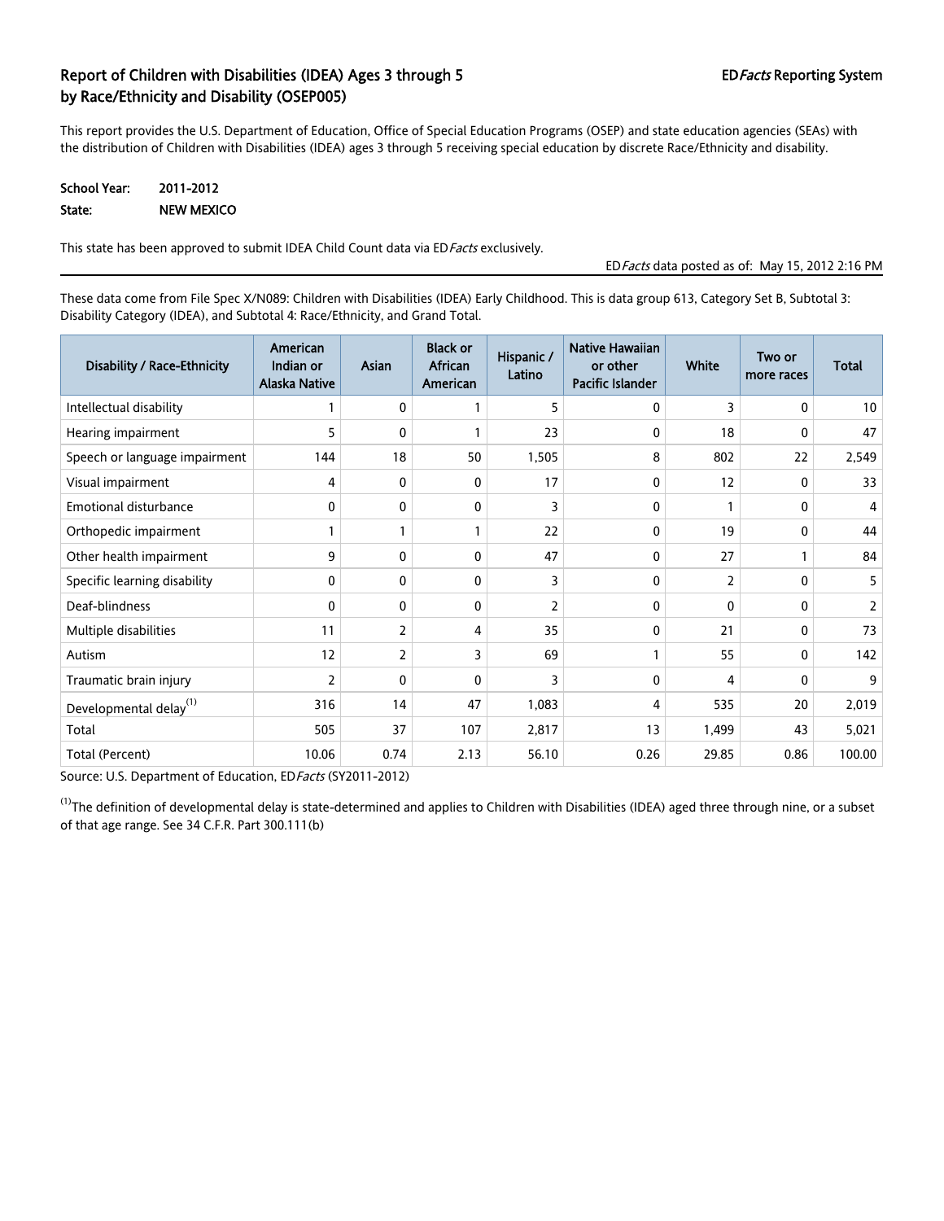## Report of Children with Disabilities (IDEA) Ages 3 through 5 by Race/Ethnicity and Disability (OSEP005)

EDFacts Reporting System

This report provides the U.S. Department of Education, Office of Special Education Programs (OSEP) and state education agencies (SEAs) with the distribution of Children with Disabilities (IDEA) ages 3 through 5 receiving special education by discrete Race/Ethnicity and disability.

**School Year:** 2011-2012

**State:** NEW MEXICO

This state has been approved to submit IDEA Child Count data via EDFacts exclusively.

EDFacts data posted as of: May 15, 2012 2:16 PM

These data come from File Spec X/N089: Children with Disabilities (IDEA) Early Childhood. This is data group 613, Category Set B, Subtotal 3: Disability Category (IDEA), and Subtotal 4: Race/Ethnicity, and Grand Total.

| Disability / Race-Ethnicity | American Indian or Alaska Native | Asian | Black or African American | Hispanic / Latino | Native Hawaiian or other Pacific Islander | White | Two or more races | Total |
|---|---|---|---|---|---|---|---|---|
| Intellectual disability | 1 | 0 | 1 | 5 | 0 | 3 | 0 | 10 |
| Hearing impairment | 5 | 0 | 1 | 23 | 0 | 18 | 0 | 47 |
| Speech or language impairment | 144 | 18 | 50 | 1,505 | 8 | 802 | 22 | 2,549 |
| Visual impairment | 4 | 0 | 0 | 17 | 0 | 12 | 0 | 33 |
| Emotional disturbance | 0 | 0 | 0 | 3 | 0 | 1 | 0 | 4 |
| Orthopedic impairment | 1 | 1 | 1 | 22 | 0 | 19 | 0 | 44 |
| Other health impairment | 9 | 0 | 0 | 47 | 0 | 27 | 1 | 84 |
| Specific learning disability | 0 | 0 | 0 | 3 | 0 | 2 | 0 | 5 |
| Deaf-blindness | 0 | 0 | 0 | 2 | 0 | 0 | 0 | 2 |
| Multiple disabilities | 11 | 2 | 4 | 35 | 0 | 21 | 0 | 73 |
| Autism | 12 | 2 | 3 | 69 | 1 | 55 | 0 | 142 |
| Traumatic brain injury | 2 | 0 | 0 | 3 | 0 | 4 | 0 | 9 |
| Developmental delay[1] | 316 | 14 | 47 | 1,083 | 4 | 535 | 20 | 2,019 |
| Total | 505 | 37 | 107 | 2,817 | 13 | 1,499 | 43 | 5,021 |
| Total (Percent) | 10.06 | 0.74 | 2.13 | 56.10 | 0.26 | 29.85 | 0.86 | 100.00 |

Source: U.S. Department of Education, EDFacts (SY2011-2012)

[1] The definition of developmental delay is state-determined and applies to Children with Disabilities (IDEA) aged three through nine, or a subset of that age range. See 34 C.F.R. Part 300.111(b)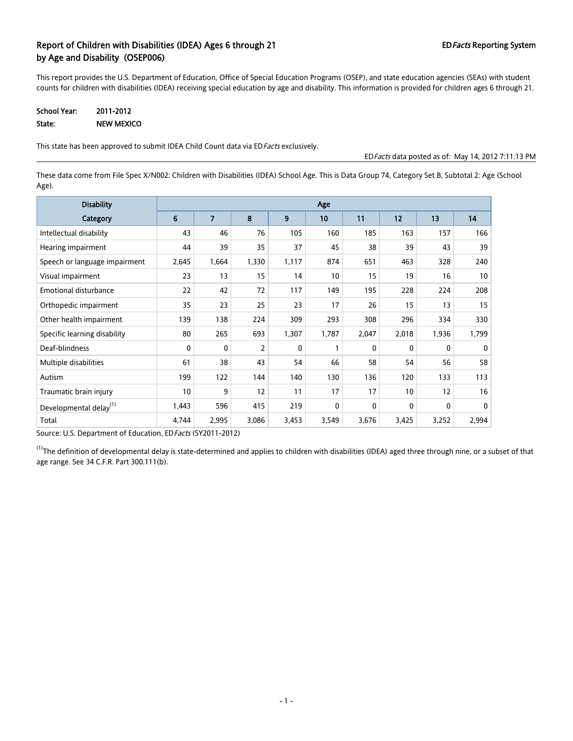## Report of Children with Disabilities (IDEA) Ages 6 through 21 by Age and Disability (OSEP006)

EDFacts Reporting System

This report provides the U.S. Department of Education, Office of Special Education Programs (OSEP), and state education agencies (SEAs) with student counts for children with disabilities (IDEA) receiving special education by age and disability. This information is provided for children ages 6 through 21.

**School Year:** 2011-2012
**State:** NEW MEXICO

This state has been approved to submit IDEA Child Count data via ED*Facts* exclusively.

ED*Facts* data posted as of: May 14, 2012 7:11:13 PM

These data come from File Spec X/N002: Children with Disabilities (IDEA) School Age. This is Data Group 74, Category Set B, Subtotal 2: Age (School Age).

| Disability Category | Age | | | | | | | | |
|---|---|---|---|---|---|---|---|---|---|
| | 6 | 7 | 8 | 9 | 10 | 11 | 12 | 13 | 14 |
| Intellectual disability | 43 | 46 | 76 | 105 | 160 | 185 | 163 | 157 | 166 |
| Hearing impairment | 44 | 39 | 35 | 37 | 45 | 38 | 39 | 43 | 39 |
| Speech or language impairment | 2,645 | 1,664 | 1,330 | 1,117 | 874 | 651 | 463 | 328 | 240 |
| Visual impairment | 23 | 13 | 15 | 14 | 10 | 15 | 19 | 16 | 10 |
| Emotional disturbance | 22 | 42 | 72 | 117 | 149 | 195 | 228 | 224 | 208 |
| Orthopedic impairment | 35 | 23 | 25 | 23 | 17 | 26 | 15 | 13 | 15 |
| Other health impairment | 139 | 138 | 224 | 309 | 293 | 308 | 296 | 334 | 330 |
| Specific learning disability | 80 | 265 | 693 | 1,307 | 1,787 | 2,047 | 2,018 | 1,936 | 1,799 |
| Deaf-blindness | 0 | 0 | 2 | 0 | 1 | 0 | 0 | 0 | 0 |
| Multiple disabilities | 61 | 38 | 43 | 54 | 66 | 58 | 54 | 56 | 58 |
| Autism | 199 | 122 | 144 | 140 | 130 | 136 | 120 | 133 | 113 |
| Traumatic brain injury | 10 | 9 | 12 | 11 | 17 | 17 | 10 | 12 | 16 |
| Developmental delay[1] | 1,443 | 596 | 415 | 219 | 0 | 0 | 0 | 0 | 0 |
| Total | 4,744 | 2,995 | 3,086 | 3,453 | 3,549 | 3,676 | 3,425 | 3,252 | 2,994 |

Source: U.S. Department of Education, ED*Facts* (SY2011-2012)

[1] The definition of developmental delay is state-determined and applies to children with disabilities (IDEA) aged three through nine, or a subset of that age range. See 34 C.F.R. Part 300.111(b).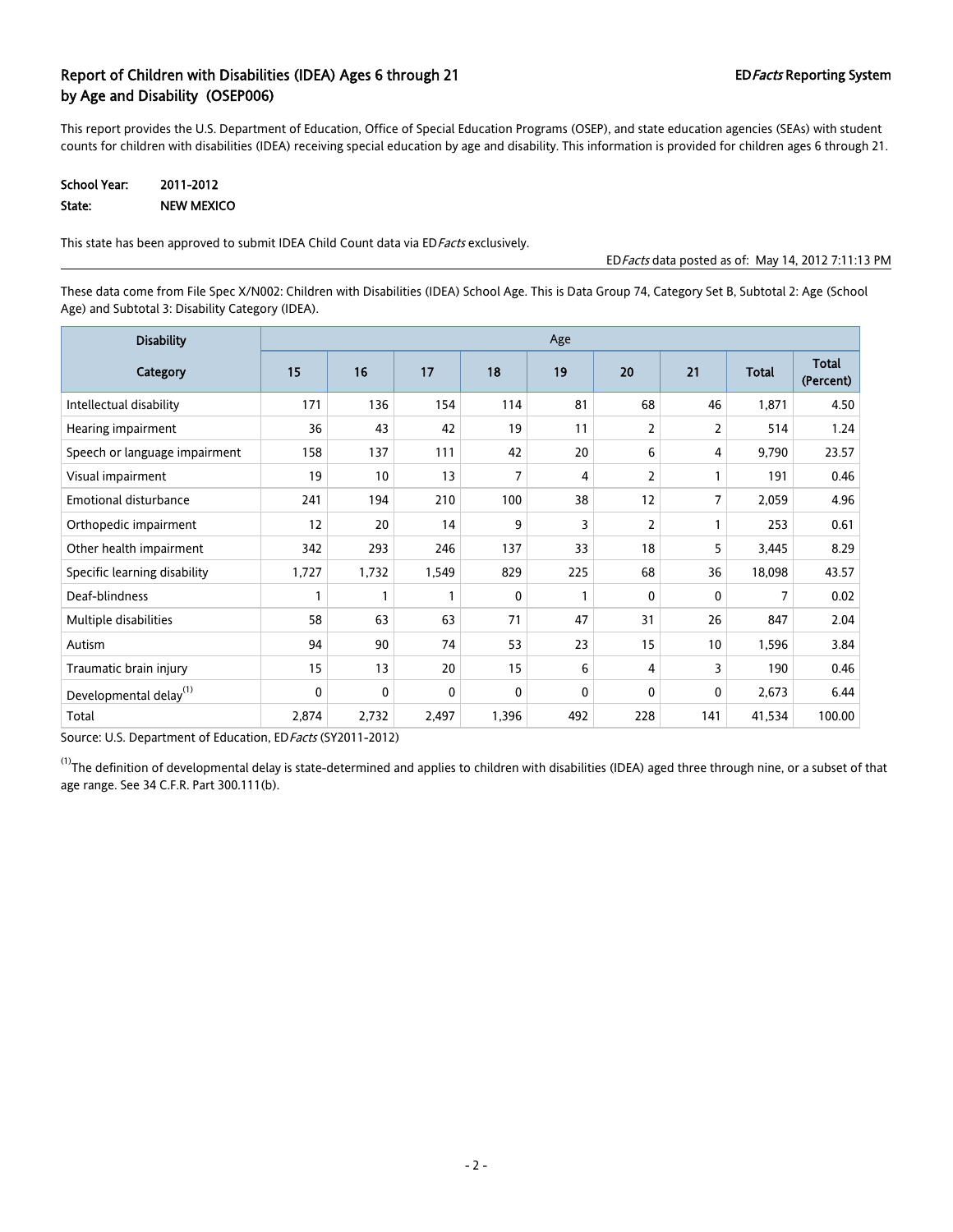## Report of Children with Disabilities (IDEA) Ages 6 through 21 by Age and Disability (OSEP006)

EDFacts Reporting System

This report provides the U.S. Department of Education, Office of Special Education Programs (OSEP), and state education agencies (SEAs) with student counts for children with disabilities (IDEA) receiving special education by age and disability. This information is provided for children ages 6 through 21.

**School Year:** 2011-2012

**State:** NEW MEXICO

This state has been approved to submit IDEA Child Count data via ED*Facts* exclusively.

ED*Facts* data posted as of: May 14, 2012 7:11:13 PM

These data come from File Spec X/N002: Children with Disabilities (IDEA) School Age. This is Data Group 74, Category Set B, Subtotal 2: Age (School Age) and Subtotal 3: Disability Category (IDEA).

| Disability Category | Age | | | | | | | | |
|---|---|---|---|---|---|---|---|---|---|
| | 15 | 16 | 17 | 18 | 19 | 20 | 21 | Total | Total (Percent) |
| Intellectual disability | 171 | 136 | 154 | 114 | 81 | 68 | 46 | 1,871 | 4.50 |
| Hearing impairment | 36 | 43 | 42 | 19 | 11 | 2 | 2 | 514 | 1.24 |
| Speech or language impairment | 158 | 137 | 111 | 42 | 20 | 6 | 4 | 9,790 | 23.57 |
| Visual impairment | 19 | 10 | 13 | 7 | 4 | 2 | 1 | 191 | 0.46 |
| Emotional disturbance | 241 | 194 | 210 | 100 | 38 | 12 | 7 | 2,059 | 4.96 |
| Orthopedic impairment | 12 | 20 | 14 | 9 | 3 | 2 | 1 | 253 | 0.61 |
| Other health impairment | 342 | 293 | 246 | 137 | 33 | 18 | 5 | 3,445 | 8.29 |
| Specific learning disability | 1,727 | 1,732 | 1,549 | 829 | 225 | 68 | 36 | 18,098 | 43.57 |
| Deaf-blindness | 1 | 1 | 1 | 0 | 1 | 0 | 0 | 7 | 0.02 |
| Multiple disabilities | 58 | 63 | 63 | 71 | 47 | 31 | 26 | 847 | 2.04 |
| Autism | 94 | 90 | 74 | 53 | 23 | 15 | 10 | 1,596 | 3.84 |
| Traumatic brain injury | 15 | 13 | 20 | 15 | 6 | 4 | 3 | 190 | 0.46 |
| Developmental delay[1] | 0 | 0 | 0 | 0 | 0 | 0 | 0 | 2,673 | 6.44 |
| Total | 2,874 | 2,732 | 2,497 | 1,396 | 492 | 228 | 141 | 41,534 | 100.00 |

Source: U.S. Department of Education, ED*Facts* (SY2011-2012)

[1] The definition of developmental delay is state-determined and applies to children with disabilities (IDEA) aged three through nine, or a subset of that age range. See 34 C.F.R. Part 300.111(b).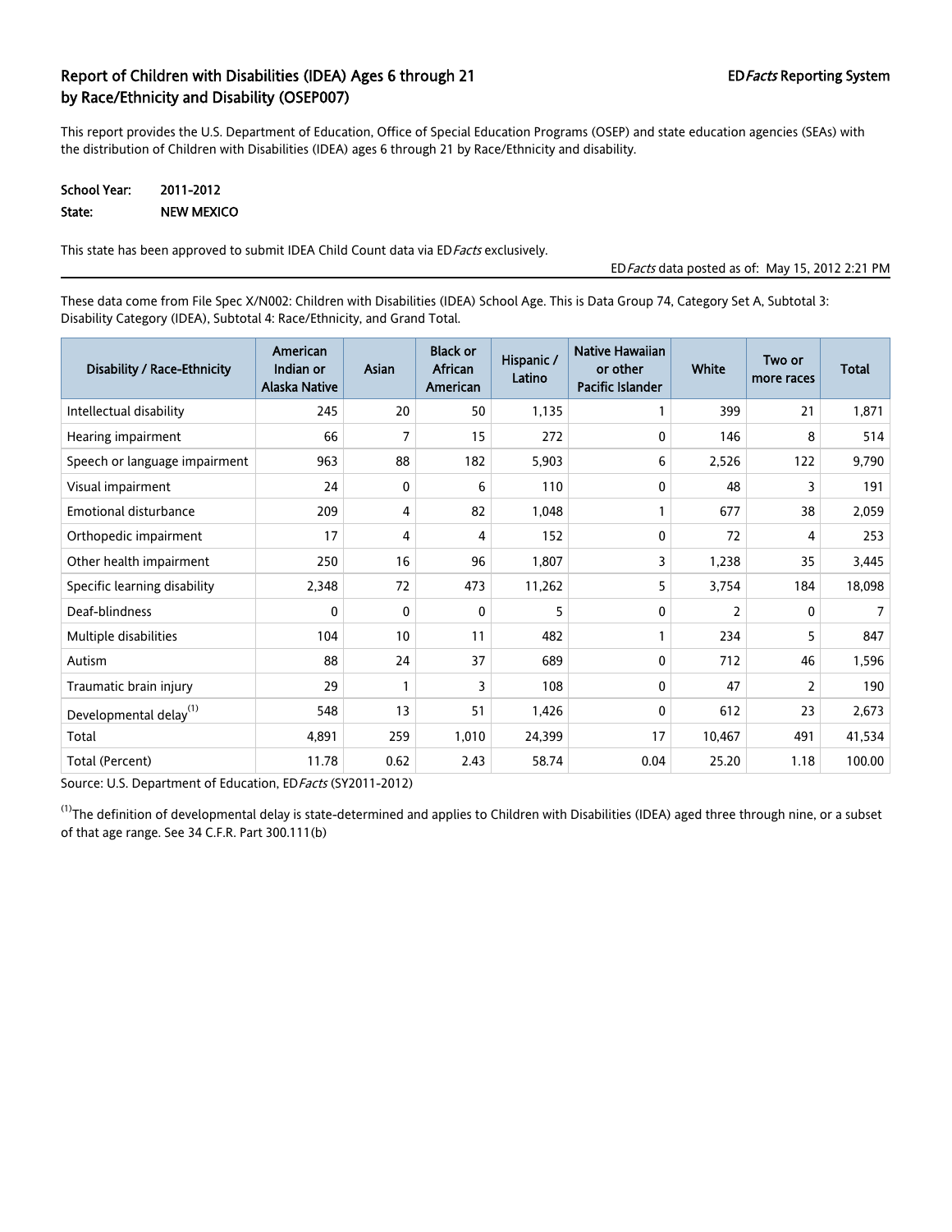## Report of Children with Disabilities (IDEA) Ages 6 through 21 by Race/Ethnicity and Disability (OSEP007)

EDFacts Reporting System

This report provides the U.S. Department of Education, Office of Special Education Programs (OSEP) and state education agencies (SEAs) with the distribution of Children with Disabilities (IDEA) ages 6 through 21 by Race/Ethnicity and disability.

**School Year:** 2011-2012

**State:** NEW MEXICO

This state has been approved to submit IDEA Child Count data via ED*Facts* exclusively.

ED*Facts* data posted as of: May 15, 2012 2:21 PM

These data come from File Spec X/N002: Children with Disabilities (IDEA) School Age. This is Data Group 74, Category Set A, Subtotal 3: Disability Category (IDEA), Subtotal 4: Race/Ethnicity, and Grand Total.

| Disability / Race-Ethnicity | American Indian or Alaska Native | Asian | Black or African American | Hispanic / Latino | Native Hawaiian or other Pacific Islander | White | Two or more races | Total |
|---|---|---|---|---|---|---|---|---|
| Intellectual disability | 245 | 20 | 50 | 1,135 | 1 | 399 | 21 | 1,871 |
| Hearing impairment | 66 | 7 | 15 | 272 | 0 | 146 | 8 | 514 |
| Speech or language impairment | 963 | 88 | 182 | 5,903 | 6 | 2,526 | 122 | 9,790 |
| Visual impairment | 24 | 0 | 6 | 110 | 0 | 48 | 3 | 191 |
| Emotional disturbance | 209 | 4 | 82 | 1,048 | 1 | 677 | 38 | 2,059 |
| Orthopedic impairment | 17 | 4 | 4 | 152 | 0 | 72 | 4 | 253 |
| Other health impairment | 250 | 16 | 96 | 1,807 | 3 | 1,238 | 35 | 3,445 |
| Specific learning disability | 2,348 | 72 | 473 | 11,262 | 5 | 3,754 | 184 | 18,098 |
| Deaf-blindness | 0 | 0 | 0 | 5 | 0 | 2 | 0 | 7 |
| Multiple disabilities | 104 | 10 | 11 | 482 | 1 | 234 | 5 | 847 |
| Autism | 88 | 24 | 37 | 689 | 0 | 712 | 46 | 1,596 |
| Traumatic brain injury | 29 | 1 | 3 | 108 | 0 | 47 | 2 | 190 |
| Developmental delay[(1)] | 548 | 13 | 51 | 1,426 | 0 | 612 | 23 | 2,673 |
| Total | 4,891 | 259 | 1,010 | 24,399 | 17 | 10,467 | 491 | 41,534 |
| Total (Percent) | 11.78 | 0.62 | 2.43 | 58.74 | 0.04 | 25.20 | 1.18 | 100.00 |

Source: U.S. Department of Education, ED*Facts* (SY2011-2012)

[(1)]The definition of developmental delay is state-determined and applies to Children with Disabilities (IDEA) aged three through nine, or a subset of that age range. See 34 C.F.R. Part 300.111(b)